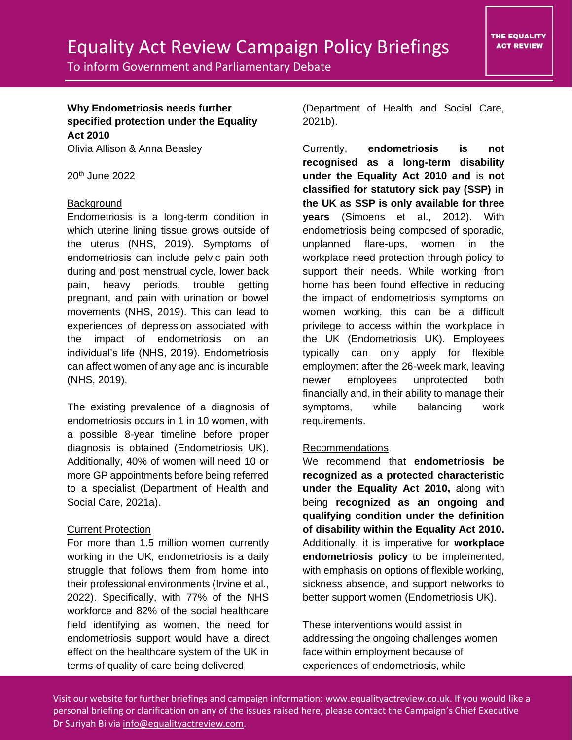# Equality Act Review Campaign Policy Briefings

To inform Government and Parliamentary Debate

THE EQUALITY ACT REVIEW

**Why Endometriosis needs further specified protection under the Equality Act 2010**

Olivia Allison & Anna Beasley

20th June 2022

## Background

Endometriosis is a long-term condition in which uterine lining tissue grows outside of the uterus (NHS, 2019). Symptoms of endometriosis can include pelvic pain both during and post menstrual cycle, lower back pain, heavy periods, trouble getting pregnant, and pain with urination or bowel movements (NHS, 2019). This can lead to experiences of depression associated with the impact of endometriosis on an individual's life (NHS, 2019). Endometriosis can affect women of any age and is incurable (NHS, 2019).

The existing prevalence of a diagnosis of endometriosis occurs in 1 in 10 women, with a possible 8-year timeline before proper diagnosis is obtained (Endometriosis UK). Additionally, 40% of women will need 10 or more GP appointments before being referred to a specialist (Department of Health and Social Care, 2021a).

## Current Protection

For more than 1.5 million women currently working in the UK, endometriosis is a daily struggle that follows them from home into their professional environments (Irvine et al., 2022). Specifically, with 77% of the NHS workforce and 82% of the social healthcare field identifying as women, the need for endometriosis support would have a direct effect on the healthcare system of the UK in terms of quality of care being delivered (Department of Health and Social Care, 2021b).

Currently, **endometriosis is not recognised as a long-term disability under the Equality Act 2010 and** is **not classified for statutory sick pay (SSP) in the UK as SSP is only available for three years** (Simoens et al., 2012). With endometriosis being composed of sporadic, unplanned flare-ups, women in the workplace need protection through policy to support their needs. While working from home has been found effective in reducing the impact of endometriosis symptoms on women working, this can be a difficult privilege to access within the workplace in the UK (Endometriosis UK). Employees typically can only apply for flexible employment after the 26-week mark, leaving newer employees unprotected both financially and, in their ability to manage their symptoms, while balancing work requirements.

## Recommendations

We recommend that **endometriosis be recognized as a protected characteristic under the Equality Act 2010,** along with being **recognized as an ongoing and qualifying condition under the definition of disability within the Equality Act 2010.** Additionally, it is imperative for **workplace endometriosis policy** to be implemented, with emphasis on options of flexible working, sickness absence, and support networks to better support women (Endometriosis UK).

These interventions would assist in addressing the ongoing challenges women face within employment because of experiences of endometriosis, while

Visit our website for further briefings and campaign information: www.equalityactreview.co.uk. If you would like a personal briefing or clarification on any of the issues raised here, please contact the Campaign's Chief Executive Dr Suriyah Bi via info@equalityactreview.com.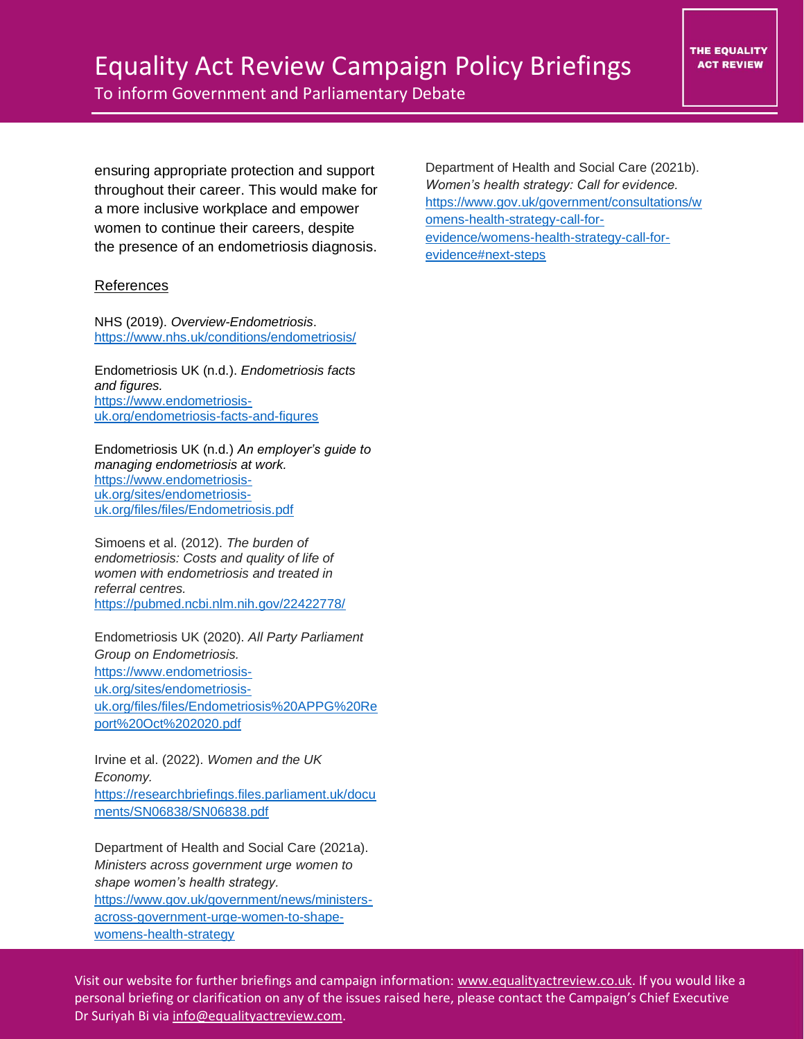ensuring appropriate protection and support throughout their career. This would make for a more inclusive workplace and empower women to continue their careers, despite the presence of an endometriosis diagnosis.

## References

NHS (2019). *Overview-Endometriosis*. https://www.nhs.uk/conditions/endometriosis/

Endometriosis UK (n.d.). *Endometriosis facts and figures.* https://www.endometriosis-uk.org/endometriosis-facts-and-figures

Endometriosis UK (n.d.) *An employer's guide to managing endometriosis at work.* https://www.endometriosis-uk.org/sites/endometriosis-uk.org/files/files/Endometriosis.pdf

Simoens et al. (2012). *The burden of endometriosis: Costs and quality of life of women with endometriosis and treated in referral centres.* https://pubmed.ncbi.nlm.nih.gov/22422778/

Endometriosis UK (2020). *All Party Parliament Group on Endometriosis.* https://www.endometriosis-uk.org/sites/endometriosis-uk.org/files/files/Endometriosis%20APPG%20Report%20Oct%202020.pdf

Irvine et al. (2022). *Women and the UK Economy.* https://researchbriefings.files.parliament.uk/documents/SN06838/SN06838.pdf

Department of Health and Social Care (2021a). *Ministers across government urge women to shape women's health strategy*. https://www.gov.uk/government/news/ministers-across-government-urge-women-to-shape-womens-health-strategy

Department of Health and Social Care (2021b). *Women's health strategy: Call for evidence.* https://www.gov.uk/government/consultations/womens-health-strategy-call-for-evidence/womens-health-strategy-call-for-evidence#next-steps